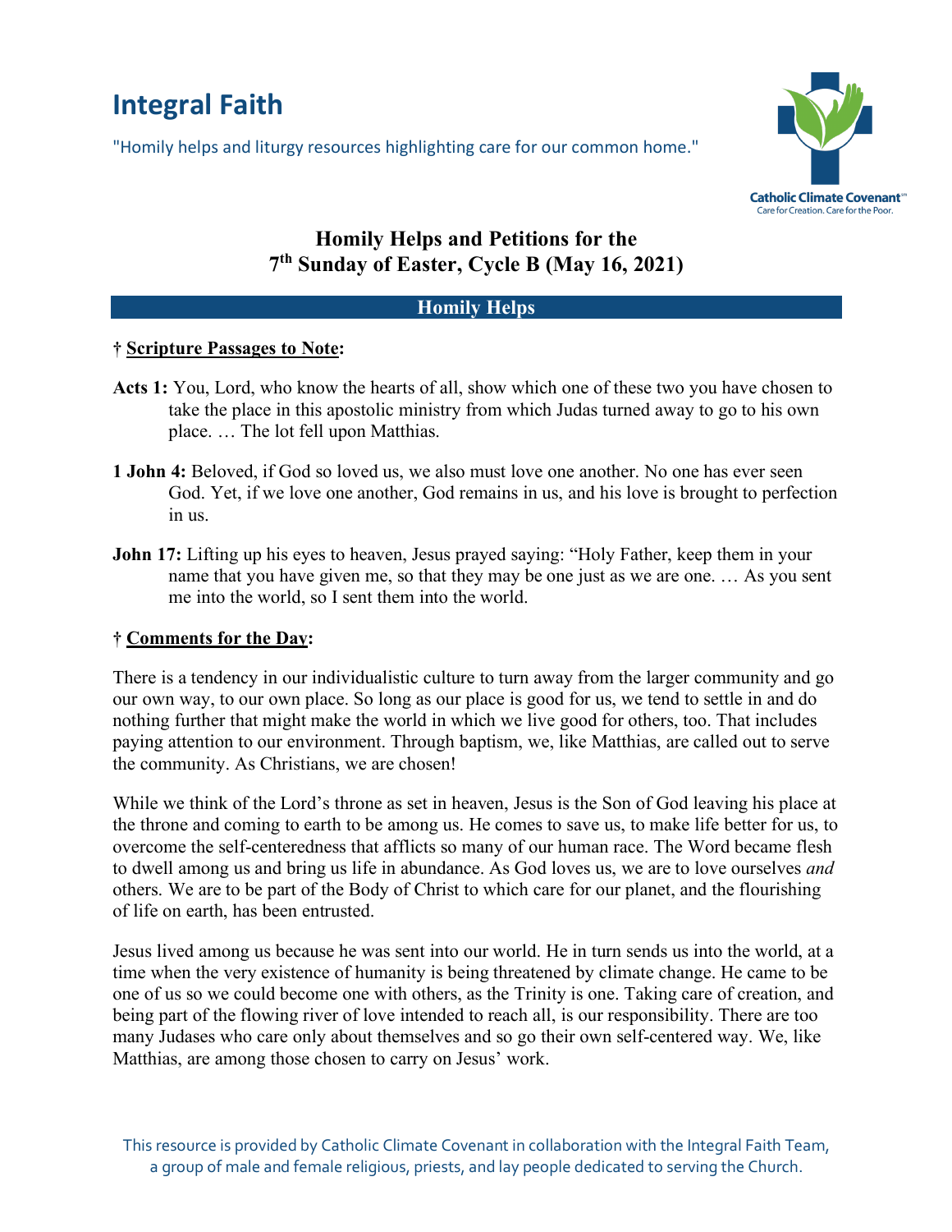# Integral Faith

"Homily helps and liturgy resources highlighting care for our common home."

Catholic Climate Covenant
Care for Creation. Care for the Poor.

## Homily Helps and Petitions for the 7th Sunday of Easter, Cycle B (May 16, 2021)

### Homily Helps

**† Scripture Passages to Note:**

**Acts 1:** You, Lord, who know the hearts of all, show which one of these two you have chosen to take the place in this apostolic ministry from which Judas turned away to go to his own place. … The lot fell upon Matthias.

**1 John 4:** Beloved, if God so loved us, we also must love one another. No one has ever seen God. Yet, if we love one another, God remains in us, and his love is brought to perfection in us.

**John 17:** Lifting up his eyes to heaven, Jesus prayed saying: "Holy Father, keep them in your name that you have given me, so that they may be one just as we are one. … As you sent me into the world, so I sent them into the world.

**† Comments for the Day:**

There is a tendency in our individualistic culture to turn away from the larger community and go our own way, to our own place. So long as our place is good for us, we tend to settle in and do nothing further that might make the world in which we live good for others, too. That includes paying attention to our environment. Through baptism, we, like Matthias, are called out to serve the community. As Christians, we are chosen!

While we think of the Lord's throne as set in heaven, Jesus is the Son of God leaving his place at the throne and coming to earth to be among us. He comes to save us, to make life better for us, to overcome the self-centeredness that afflicts so many of our human race. The Word became flesh to dwell among us and bring us life in abundance. As God loves us, we are to love ourselves *and* others. We are to be part of the Body of Christ to which care for our planet, and the flourishing of life on earth, has been entrusted.

Jesus lived among us because he was sent into our world. He in turn sends us into the world, at a time when the very existence of humanity is being threatened by climate change. He came to be one of us so we could become one with others, as the Trinity is one. Taking care of creation, and being part of the flowing river of love intended to reach all, is our responsibility. There are too many Judases who care only about themselves and so go their own self-centered way. We, like Matthias, are among those chosen to carry on Jesus' work.

This resource is provided by Catholic Climate Covenant in collaboration with the Integral Faith Team, a group of male and female religious, priests, and lay people dedicated to serving the Church.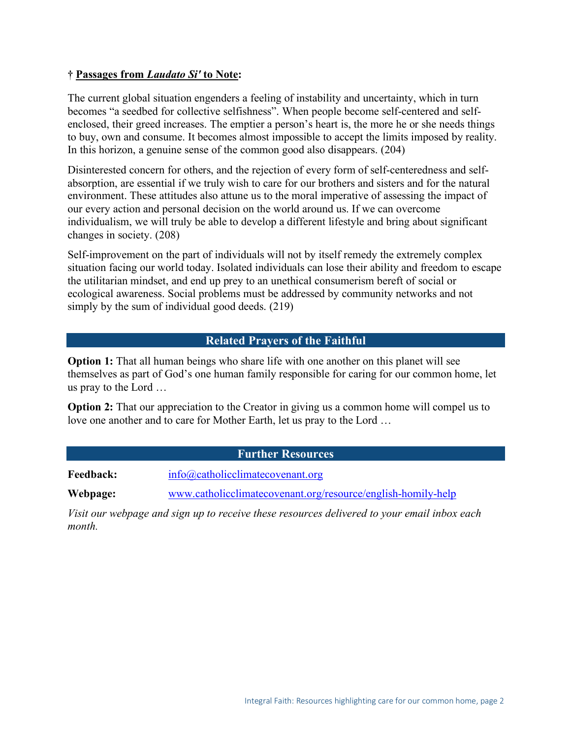**† Passages from *Laudato Si'* to Note:**

The current global situation engenders a feeling of instability and uncertainty, which in turn becomes "a seedbed for collective selfishness". When people become self-centered and self-enclosed, their greed increases. The emptier a person's heart is, the more he or she needs things to buy, own and consume. It becomes almost impossible to accept the limits imposed by reality. In this horizon, a genuine sense of the common good also disappears. (204)

Disinterested concern for others, and the rejection of every form of self-centeredness and self-absorption, are essential if we truly wish to care for our brothers and sisters and for the natural environment. These attitudes also attune us to the moral imperative of assessing the impact of our every action and personal decision on the world around us. If we can overcome individualism, we will truly be able to develop a different lifestyle and bring about significant changes in society. (208)

Self-improvement on the part of individuals will not by itself remedy the extremely complex situation facing our world today. Isolated individuals can lose their ability and freedom to escape the utilitarian mindset, and end up prey to an unethical consumerism bereft of social or ecological awareness. Social problems must be addressed by community networks and not simply by the sum of individual good deeds. (219)

## Related Prayers of the Faithful

**Option 1:** That all human beings who share life with one another on this planet will see themselves as part of God's one human family responsible for caring for our common home, let us pray to the Lord …

**Option 2:** That our appreciation to the Creator in giving us a common home will compel us to love one another and to care for Mother Earth, let us pray to the Lord …

## Further Resources

**Feedback:** info@catholicclimatecovenant.org

**Webpage:** www.catholicclimatecovenant.org/resource/english-homily-help

*Visit our webpage and sign up to receive these resources delivered to your email inbox each month.*